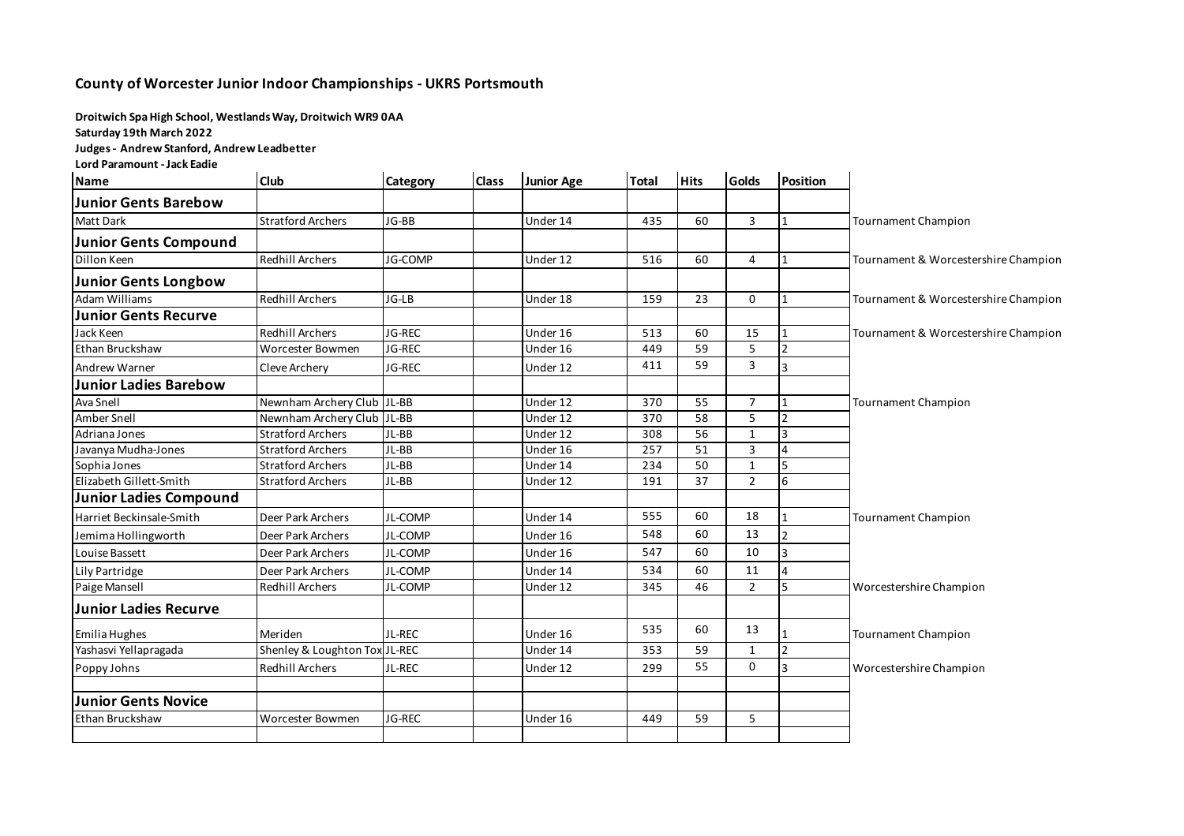## County of Worcester Junior Indoor Championships - UKRS Portsmouth

**Droitwich Spa High School, Westlands Way, Droitwich WR9 0AA**
**Saturday 19th March 2022**
**Judges - Andrew Stanford, Andrew Leadbetter**
**Lord Paramount - Jack Eadie**

| Name | Club | Category | Class | Junior Age | Total | Hits | Golds | Position | |
|---|---|---|---|---|---|---|---|---|---|
| **Junior Gents Barebow** | | | | | | | | | |
| Matt Dark | Stratford Archers | JG-BB | | Under 14 | 435 | 60 | 3 | 1 | Tournament Champion |
| **Junior Gents Compound** | | | | | | | | | |
| Dillon Keen | Redhill Archers | JG-COMP | | Under 12 | 516 | 60 | 4 | 1 | Tournament & Worcestershire Champion |
| **Junior Gents Longbow** | | | | | | | | | |
| Adam Williams | Redhill Archers | JG-LB | | Under 18 | 159 | 23 | 0 | 1 | Tournament & Worcestershire Champion |
| **Junior Gents Recurve** | | | | | | | | | |
| Jack Keen | Redhill Archers | JG-REC | | Under 16 | 513 | 60 | 15 | 1 | Tournament & Worcestershire Champion |
| Ethan Bruckshaw | Worcester Bowmen | JG-REC | | Under 16 | 449 | 59 | 5 | 2 | |
| Andrew Warner | Cleve Archery | JG-REC | | Under 12 | 411 | 59 | 3 | 3 | |
| **Junior Ladies Barebow** | | | | | | | | | |
| Ava Snell | Newnham Archery Club | JL-BB | | Under 12 | 370 | 55 | 7 | 1 | Tournament Champion |
| Amber Snell | Newnham Archery Club | JL-BB | | Under 12 | 370 | 58 | 5 | 2 | |
| Adriana Jones | Stratford Archers | JL-BB | | Under 12 | 308 | 56 | 1 | 3 | |
| Javanya Mudha-Jones | Stratford Archers | JL-BB | | Under 16 | 257 | 51 | 3 | 4 | |
| Sophia Jones | Stratford Archers | JL-BB | | Under 14 | 234 | 50 | 1 | 5 | |
| Elizabeth Gillett-Smith | Stratford Archers | JL-BB | | Under 12 | 191 | 37 | 2 | 6 | |
| **Junior Ladies Compound** | | | | | | | | | |
| Harriet Beckinsale-Smith | Deer Park Archers | JL-COMP | | Under 14 | 555 | 60 | 18 | 1 | Tournament Champion |
| Jemima Hollingworth | Deer Park Archers | JL-COMP | | Under 16 | 548 | 60 | 13 | 2 | |
| Louise Bassett | Deer Park Archers | JL-COMP | | Under 16 | 547 | 60 | 10 | 3 | |
| Lily Partridge | Deer Park Archers | JL-COMP | | Under 14 | 534 | 60 | 11 | 4 | |
| Paige Mansell | Redhill Archers | JL-COMP | | Under 12 | 345 | 46 | 2 | 5 | Worcestershire Champion |
| **Junior Ladies Recurve** | | | | | | | | | |
| Emilia Hughes | Meriden | JL-REC | | Under 16 | 535 | 60 | 13 | 1 | Tournament Champion |
| Yashasvi Yellapragada | Shenley & Loughton Tox | JL-REC | | Under 14 | 353 | 59 | 1 | 2 | |
| Poppy Johns | Redhill Archers | JL-REC | | Under 12 | 299 | 55 | 0 | 3 | Worcestershire Champion |
| | | | | | | | | | |
| **Junior Gents Novice** | | | | | | | | | |
| Ethan Bruckshaw | Worcester Bowmen | JG-REC | | Under 16 | 449 | 59 | 5 | | |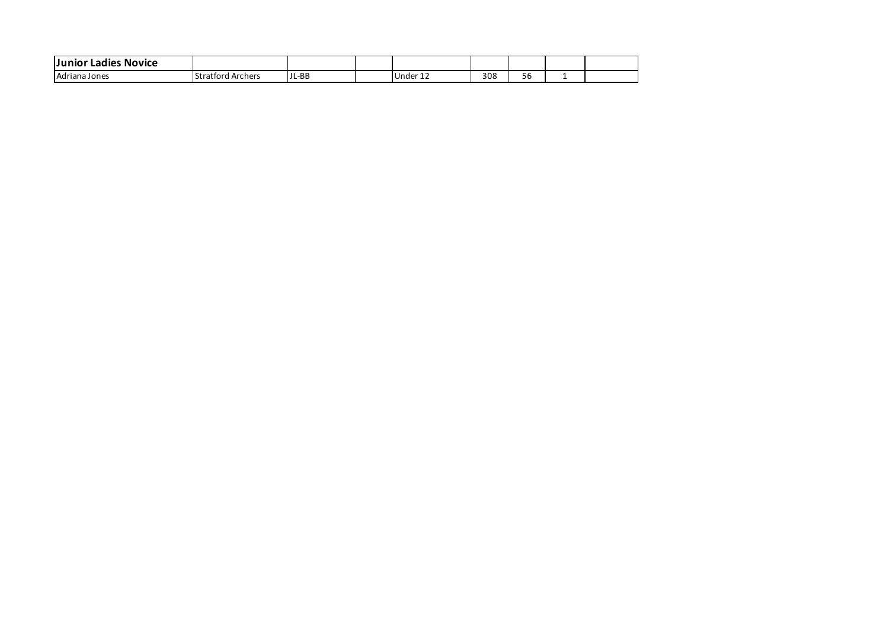| | | | | | | | | |
|---|---|---|---|---|---|---|---|---|
| **Junior Ladies Novice** | | | | | | | | |
| Adriana Jones | Stratford Archers | JL-BB | | Under 12 | 308 | 56 | 1 | |